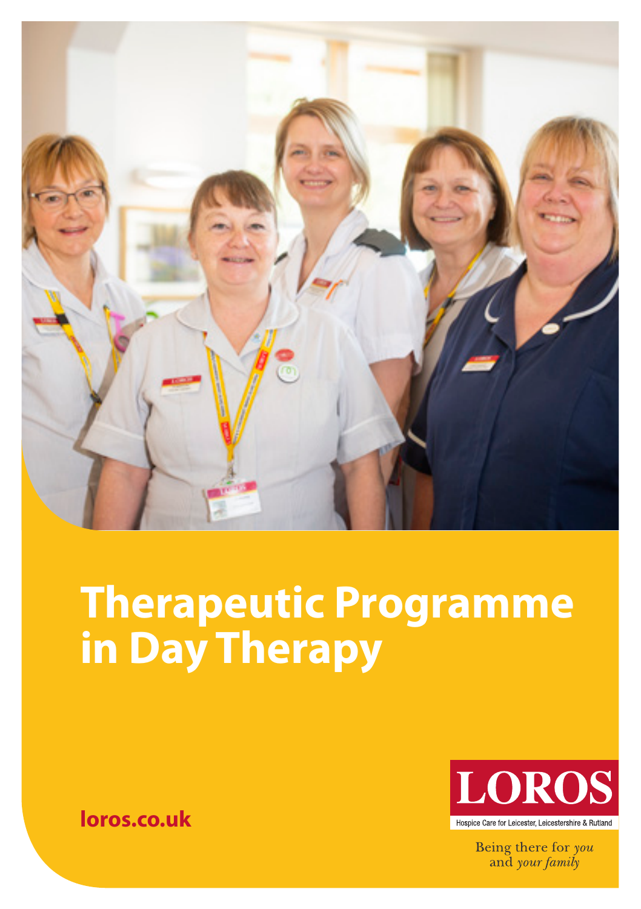# Therapeutic Programme in Day Therapy

loros.co.uk

LOROS

Hospice Care for Leicester, Leicestershire & Rutland

Being there for *you* and *your family*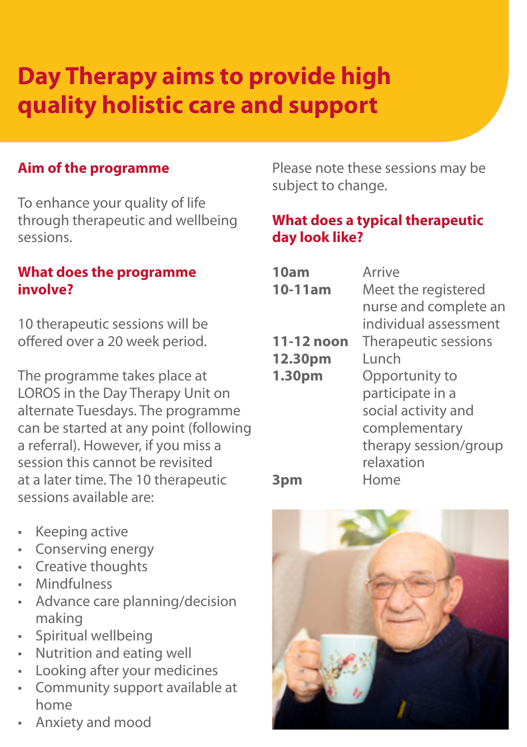# Day Therapy aims to provide high quality holistic care and support

## Aim of the programme

To enhance your quality of life through therapeutic and wellbeing sessions.

## What does the programme involve?

10 therapeutic sessions will be offered over a 20 week period.

The programme takes place at LOROS in the Day Therapy Unit on alternate Tuesdays. The programme can be started at any point (following a referral). However, if you miss a session this cannot be revisited at a later time. The 10 therapeutic sessions available are:

- Keeping active
- Conserving energy
- Creative thoughts
- Mindfulness
- Advance care planning/decision making
- Spiritual wellbeing
- Nutrition and eating well
- Looking after your medicines
- Community support available at home
- Anxiety and mood

Please note these sessions may be subject to change.

## What does a typical therapeutic day look like?

| | |
|---|---|
| **10am** | Arrive |
| **10-11am** | Meet the registered nurse and complete an individual assessment |
| **11-12 noon** | Therapeutic sessions |
| **12.30pm** | Lunch |
| **1.30pm** | Opportunity to participate in a social activity and complementary therapy session/group relaxation |
| **3pm** | Home |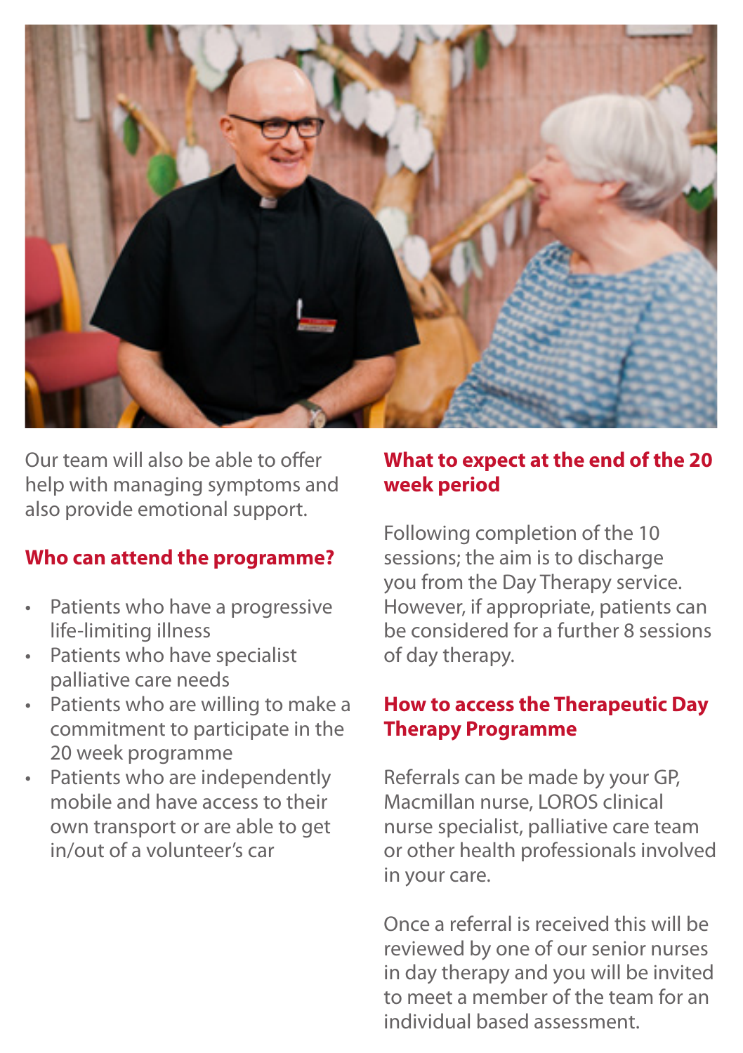Our team will also be able to offer help with managing symptoms and also provide emotional support.

## Who can attend the programme?

- Patients who have a progressive life-limiting illness
- Patients who have specialist palliative care needs
- Patients who are willing to make a commitment to participate in the 20 week programme
- Patients who are independently mobile and have access to their own transport or are able to get in/out of a volunteer's car

## What to expect at the end of the 20 week period

Following completion of the 10 sessions; the aim is to discharge you from the Day Therapy service. However, if appropriate, patients can be considered for a further 8 sessions of day therapy.

## How to access the Therapeutic Day Therapy Programme

Referrals can be made by your GP, Macmillan nurse, LOROS clinical nurse specialist, palliative care team or other health professionals involved in your care.

Once a referral is received this will be reviewed by one of our senior nurses in day therapy and you will be invited to meet a member of the team for an individual based assessment.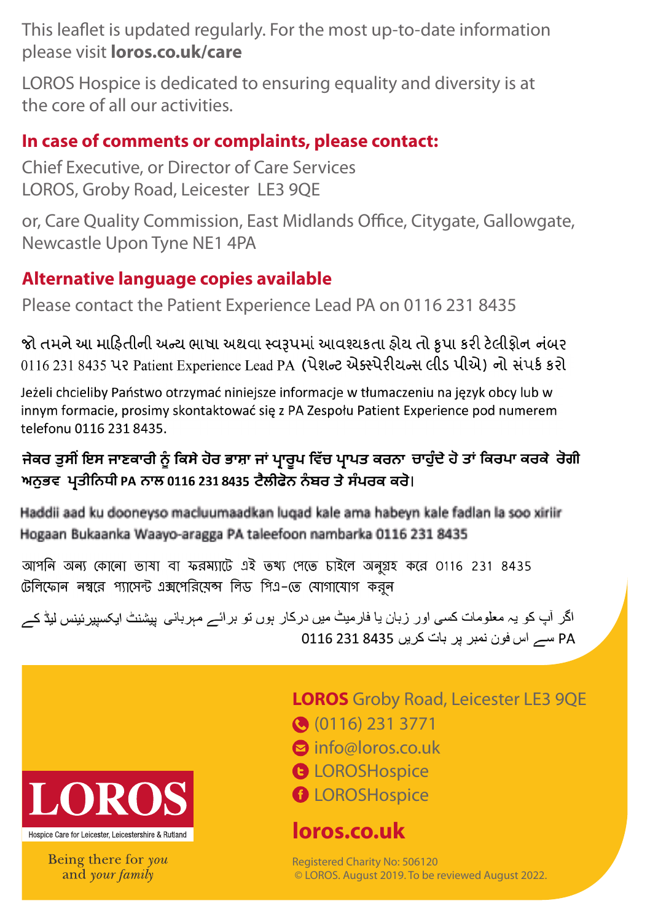This leaflet is updated regularly. For the most up-to-date information please visit **loros.co.uk/care**

LOROS Hospice is dedicated to ensuring equality and diversity is at the core of all our activities.

## In case of comments or complaints, please contact:

Chief Executive, or Director of Care Services
LOROS, Groby Road, Leicester LE3 9QE

or, Care Quality Commission, East Midlands Office, Citygate, Gallowgate, Newcastle Upon Tyne NE1 4PA

## Alternative language copies available

Please contact the Patient Experience Lead PA on 0116 231 8435

જો તમને આ માહિતીની અન્ય ભાષા અથવા સ્વરૂપમાં આવશ્યકતા હોય તો કૃપા કરી ટેલીફોન નંબર 0116 231 8435 પર Patient Experience Lead PA (પેશન્ટ એક્સ્પેરીયન્સ લીડ પીએ) નો સંપર્ક કરો

Jeżeli chcieliby Państwo otrzymać niniejsze informacje w tłumaczeniu na język obcy lub w innym formacie, prosimy skontaktować się z PA Zespołu Patient Experience pod numerem telefonu 0116 231 8435.

**ਜੇਕਰ ਤੁਸੀਂ ਇਸ ਜਾਣਕਾਰੀ ਨੂੰ ਕਿਸੇ ਹੋਰ ਭਾਸ਼ਾ ਜਾਂ ਪ੍ਰਾਰੂਪ ਵਿੱਚ ਪ੍ਰਾਪਤ ਕਰਨਾ ਚਾਹੁੰਦੇ ਹੋ ਤਾਂ ਕਿਰਪਾ ਕਰਕੇ ਰੋਗੀ ਅਨੁਭਵ ਪ੍ਰਤੀਨਿਧੀ PA ਨਾਲ 0116 231 8435 ਟੈਲੀਫੋਨ ਨੰਬਰ ਤੇ ਸੰਪਰਕ ਕਰੋ।**

Haddii aad ku dooneyso macluumaadkan luqad kale ama habeyn kale fadlan la soo xiriir Hogaan Bukaanka Waayo-aragga PA taleefoon nambarka 0116 231 8435

আপনি অন্য কোনো ভাষা বা ফরম্যাটে এই তথ্য পেতে চাইলে অনুগ্রহ করে 0116 231 8435 টেলিফোন নম্বরে প্যাসেন্ট এক্সপেরিয়েন্স লিড পিএ-তে যোগাযোগ করুন

اگر آپ کو یہ معلومات کسی اور زبان یا فارمیٹ میں درکار ہوں تو برائے مہربانی پیشنٹ ایکسپیرئینس لیڈ کے PA سے اس فون نمبر پر بات کریں 0116 231 8435

**LOROS** Groby Road, Leicester LE3 9QE
(0116) 231 3771
info@loros.co.uk
LOROSHospice
LOROSHospice

**loros.co.uk**

Registered Charity No: 506120
© LOROS. August 2019. To be reviewed August 2022.

LOROS
Hospice Care for Leicester, Leicestershire & Rutland

Being there for *you* and *your family*